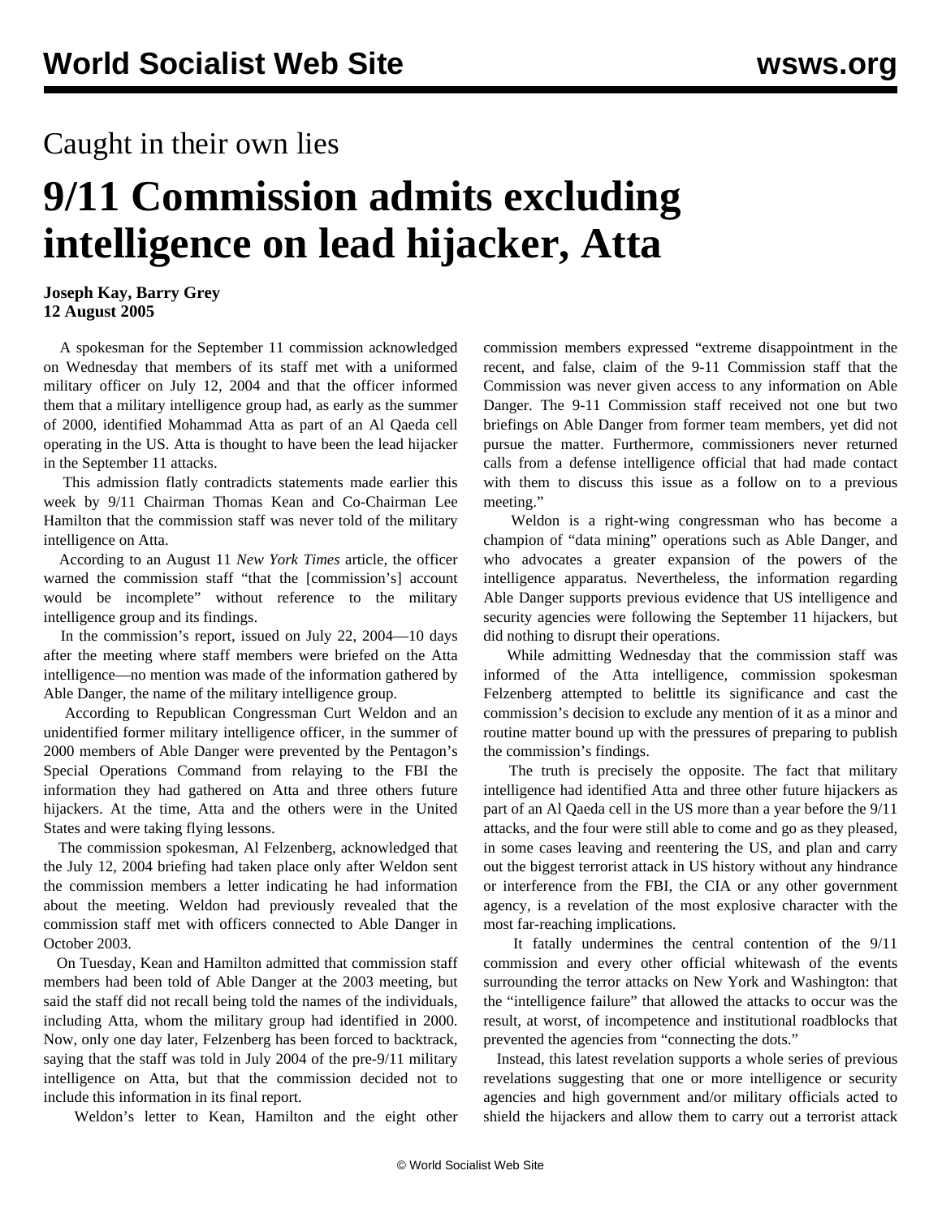Caught in their own lies

# 9/11 Commission admits excluding intelligence on lead hijacker, Atta

**Joseph Kay, Barry Grey**
**12 August 2005**

A spokesman for the September 11 commission acknowledged on Wednesday that members of its staff met with a uniformed military officer on July 12, 2004 and that the officer informed them that a military intelligence group had, as early as the summer of 2000, identified Mohammad Atta as part of an Al Qaeda cell operating in the US. Atta is thought to have been the lead hijacker in the September 11 attacks.

This admission flatly contradicts statements made earlier this week by 9/11 Chairman Thomas Kean and Co-Chairman Lee Hamilton that the commission staff was never told of the military intelligence on Atta.

According to an August 11 *New York Times* article, the officer warned the commission staff "that the [commission's] account would be incomplete" without reference to the military intelligence group and its findings.

In the commission's report, issued on July 22, 2004—10 days after the meeting where staff members were briefed on the Atta intelligence—no mention was made of the information gathered by Able Danger, the name of the military intelligence group.

According to Republican Congressman Curt Weldon and an unidentified former military intelligence officer, in the summer of 2000 members of Able Danger were prevented by the Pentagon's Special Operations Command from relaying to the FBI the information they had gathered on Atta and three others future hijackers. At the time, Atta and the others were in the United States and were taking flying lessons.

The commission spokesman, Al Felzenberg, acknowledged that the July 12, 2004 briefing had taken place only after Weldon sent the commission members a letter indicating he had information about the meeting. Weldon had previously revealed that the commission staff met with officers connected to Able Danger in October 2003.

On Tuesday, Kean and Hamilton admitted that commission staff members had been told of Able Danger at the 2003 meeting, but said the staff did not recall being told the names of the individuals, including Atta, whom the military group had identified in 2000. Now, only one day later, Felzenberg has been forced to backtrack, saying that the staff was told in July 2004 of the pre-9/11 military intelligence on Atta, but that the commission decided not to include this information in its final report.

Weldon's letter to Kean, Hamilton and the eight other commission members expressed "extreme disappointment in the recent, and false, claim of the 9-11 Commission staff that the Commission was never given access to any information on Able Danger. The 9-11 Commission staff received not one but two briefings on Able Danger from former team members, yet did not pursue the matter. Furthermore, commissioners never returned calls from a defense intelligence official that had made contact with them to discuss this issue as a follow on to a previous meeting."

Weldon is a right-wing congressman who has become a champion of "data mining" operations such as Able Danger, and who advocates a greater expansion of the powers of the intelligence apparatus. Nevertheless, the information regarding Able Danger supports previous evidence that US intelligence and security agencies were following the September 11 hijackers, but did nothing to disrupt their operations.

While admitting Wednesday that the commission staff was informed of the Atta intelligence, commission spokesman Felzenberg attempted to belittle its significance and cast the commission's decision to exclude any mention of it as a minor and routine matter bound up with the pressures of preparing to publish the commission's findings.

The truth is precisely the opposite. The fact that military intelligence had identified Atta and three other future hijackers as part of an Al Qaeda cell in the US more than a year before the 9/11 attacks, and the four were still able to come and go as they pleased, in some cases leaving and reentering the US, and plan and carry out the biggest terrorist attack in US history without any hindrance or interference from the FBI, the CIA or any other government agency, is a revelation of the most explosive character with the most far-reaching implications.

It fatally undermines the central contention of the 9/11 commission and every other official whitewash of the events surrounding the terror attacks on New York and Washington: that the "intelligence failure" that allowed the attacks to occur was the result, at worst, of incompetence and institutional roadblocks that prevented the agencies from "connecting the dots."

Instead, this latest revelation supports a whole series of previous revelations suggesting that one or more intelligence or security agencies and high government and/or military officials acted to shield the hijackers and allow them to carry out a terrorist attack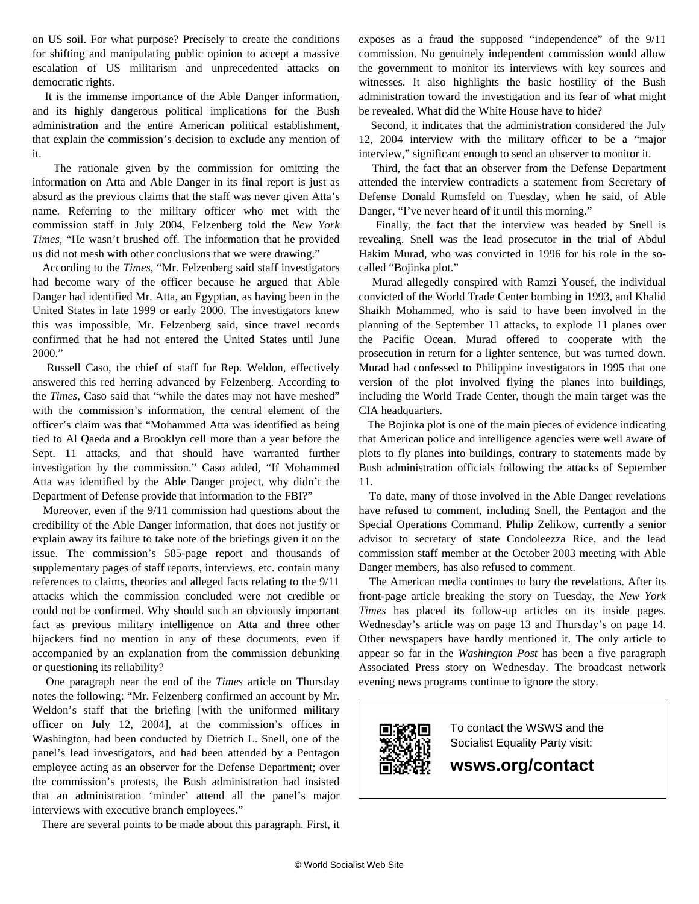on US soil. For what purpose? Precisely to create the conditions for shifting and manipulating public opinion to accept a massive escalation of US militarism and unprecedented attacks on democratic rights.

It is the immense importance of the Able Danger information, and its highly dangerous political implications for the Bush administration and the entire American political establishment, that explain the commission's decision to exclude any mention of it.

The rationale given by the commission for omitting the information on Atta and Able Danger in its final report is just as absurd as the previous claims that the staff was never given Atta's name. Referring to the military officer who met with the commission staff in July 2004, Felzenberg told the *New York Times*, "He wasn't brushed off. The information that he provided us did not mesh with other conclusions that we were drawing."

According to the *Times*, "Mr. Felzenberg said staff investigators had become wary of the officer because he argued that Able Danger had identified Mr. Atta, an Egyptian, as having been in the United States in late 1999 or early 2000. The investigators knew this was impossible, Mr. Felzenberg said, since travel records confirmed that he had not entered the United States until June 2000."

Russell Caso, the chief of staff for Rep. Weldon, effectively answered this red herring advanced by Felzenberg. According to the *Times*, Caso said that "while the dates may not have meshed" with the commission's information, the central element of the officer's claim was that "Mohammed Atta was identified as being tied to Al Qaeda and a Brooklyn cell more than a year before the Sept. 11 attacks, and that should have warranted further investigation by the commission." Caso added, "If Mohammed Atta was identified by the Able Danger project, why didn't the Department of Defense provide that information to the FBI?"

Moreover, even if the 9/11 commission had questions about the credibility of the Able Danger information, that does not justify or explain away its failure to take note of the briefings given it on the issue. The commission's 585-page report and thousands of supplementary pages of staff reports, interviews, etc. contain many references to claims, theories and alleged facts relating to the 9/11 attacks which the commission concluded were not credible or could not be confirmed. Why should such an obviously important fact as previous military intelligence on Atta and three other hijackers find no mention in any of these documents, even if accompanied by an explanation from the commission debunking or questioning its reliability?

One paragraph near the end of the *Times* article on Thursday notes the following: "Mr. Felzenberg confirmed an account by Mr. Weldon's staff that the briefing [with the uniformed military officer on July 12, 2004], at the commission's offices in Washington, had been conducted by Dietrich L. Snell, one of the panel's lead investigators, and had been attended by a Pentagon employee acting as an observer for the Defense Department; over the commission's protests, the Bush administration had insisted that an administration 'minder' attend all the panel's major interviews with executive branch employees."

There are several points to be made about this paragraph. First, it exposes as a fraud the supposed "independence" of the 9/11 commission. No genuinely independent commission would allow the government to monitor its interviews with key sources and witnesses. It also highlights the basic hostility of the Bush administration toward the investigation and its fear of what might be revealed. What did the White House have to hide?

Second, it indicates that the administration considered the July 12, 2004 interview with the military officer to be a "major interview," significant enough to send an observer to monitor it.

Third, the fact that an observer from the Defense Department attended the interview contradicts a statement from Secretary of Defense Donald Rumsfeld on Tuesday, when he said, of Able Danger, "I've never heard of it until this morning."

Finally, the fact that the interview was headed by Snell is revealing. Snell was the lead prosecutor in the trial of Abdul Hakim Murad, who was convicted in 1996 for his role in the so-called "Bojinka plot."

Murad allegedly conspired with Ramzi Yousef, the individual convicted of the World Trade Center bombing in 1993, and Khalid Shaikh Mohammed, who is said to have been involved in the planning of the September 11 attacks, to explode 11 planes over the Pacific Ocean. Murad offered to cooperate with the prosecution in return for a lighter sentence, but was turned down. Murad had confessed to Philippine investigators in 1995 that one version of the plot involved flying the planes into buildings, including the World Trade Center, though the main target was the CIA headquarters.

The Bojinka plot is one of the main pieces of evidence indicating that American police and intelligence agencies were well aware of plots to fly planes into buildings, contrary to statements made by Bush administration officials following the attacks of September 11.

To date, many of those involved in the Able Danger revelations have refused to comment, including Snell, the Pentagon and the Special Operations Command. Philip Zelikow, currently a senior advisor to secretary of state Condoleezza Rice, and the lead commission staff member at the October 2003 meeting with Able Danger members, has also refused to comment.

The American media continues to bury the revelations. After its front-page article breaking the story on Tuesday, the *New York Times* has placed its follow-up articles on its inside pages. Wednesday's article was on page 13 and Thursday's on page 14. Other newspapers have hardly mentioned it. The only article to appear so far in the *Washington Post* has been a five paragraph Associated Press story on Wednesday. The broadcast network evening news programs continue to ignore the story.

To contact the WSWS and the Socialist Equality Party visit:

**wsws.org/contact**